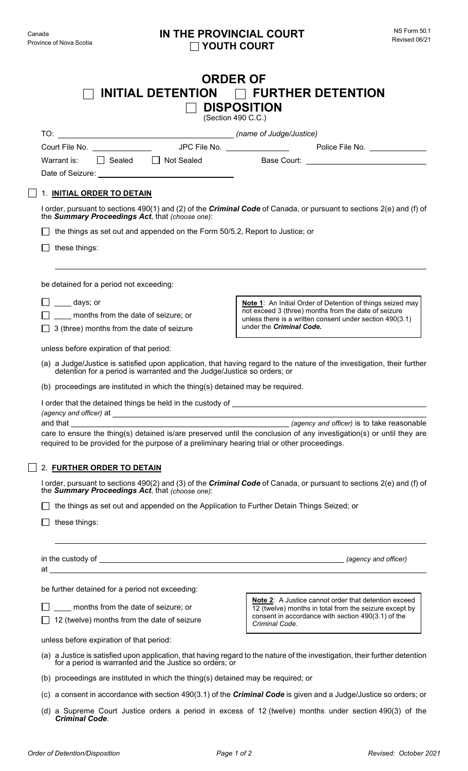Canada
Province of Nova Scotia

# IN THE PROVINCIAL COURT
☐ YOUTH COURT

NS Form 50.1
Revised 06/21

## ORDER OF
## ☐ INITIAL DETENTION ☐ FURTHER DETENTION
## ☐ DISPOSITION
(Section 490 C.C.)

TO: ______________________________ *(name of Judge/Justice)*

Court File No. ____________ JPC File No. ____________ Police File No. ____________

Warrant is: ☐ Sealed ☐ Not Sealed Base Court: ______________________

Date of Seizure: ______________________

☐ 1. **INITIAL ORDER TO DETAIN**

I order, pursuant to sections 490(1) and (2) of the ***Criminal Code*** of Canada, or pursuant to sections 2(e) and (f) of the ***Summary Proceedings Act***, that *(choose one)*:

☐ the things as set out and appended on the Form 50/5.2, Report to Justice; or

☐ these things:

______________________________________________________________

be detained for a period not exceeding:

☐ ____ days; or

☐ ____ months from the date of seizure; or

☐ 3 (three) months from the date of seizure

> **Note 1**: An Initial Order of Detention of things seized may not exceed 3 (three) months from the date of seizure unless there is a written consent under section 490(3.1) under the ***Criminal Code.***

unless before expiration of that period:

(a) a Judge/Justice is satisfied upon application, that having regard to the nature of the investigation, their further detention for a period is warranted and the Judge/Justice so orders; or

(b) proceedings are instituted in which the thing(s) detained may be required.

I order that the detained things be held in the custody of ______________________________ *(agency and officer)* at ______________________________ and that ______________________________ *(agency and officer)* is to take reasonable care to ensure the thing(s) detained is/are preserved until the conclusion of any investigation(s) or until they are required to be provided for the purpose of a preliminary hearing trial or other proceedings.

☐ 2. **FURTHER ORDER TO DETAIN**

I order, pursuant to sections 490(2) and (3) of the ***Criminal Code*** of Canada, or pursuant to sections 2(e) and (f) of the ***Summary Proceedings Act***, that *(choose one)*:

☐ the things as set out and appended on the Application to Further Detain Things Seized; or

☐ these things:

______________________________________________________________

in the custody of ______________________________ *(agency and officer)*
at ______________________________

be further detained for a period not exceeding:

☐ ____ months from the date of seizure; or

☐ 12 (twelve) months from the date of seizure

> **Note 2**: A Justice cannot order that detention exceed 12 (twelve) months in total from the seizure except by consent in accordance with section 490(3.1) of the *Criminal Code*.

unless before expiration of that period:

(a) a Justice is satisfied upon application, that having regard to the nature of the investigation, their further detention for a period is warranted and the Justice so orders; or

(b) proceedings are instituted in which the thing(s) detained may be required; or

(c) a consent in accordance with section 490(3.1) of the ***Criminal Code*** is given and a Judge/Justice so orders; or

(d) a Supreme Court Justice orders a period in excess of 12 (twelve) months under section 490(3) of the ***Criminal Code***.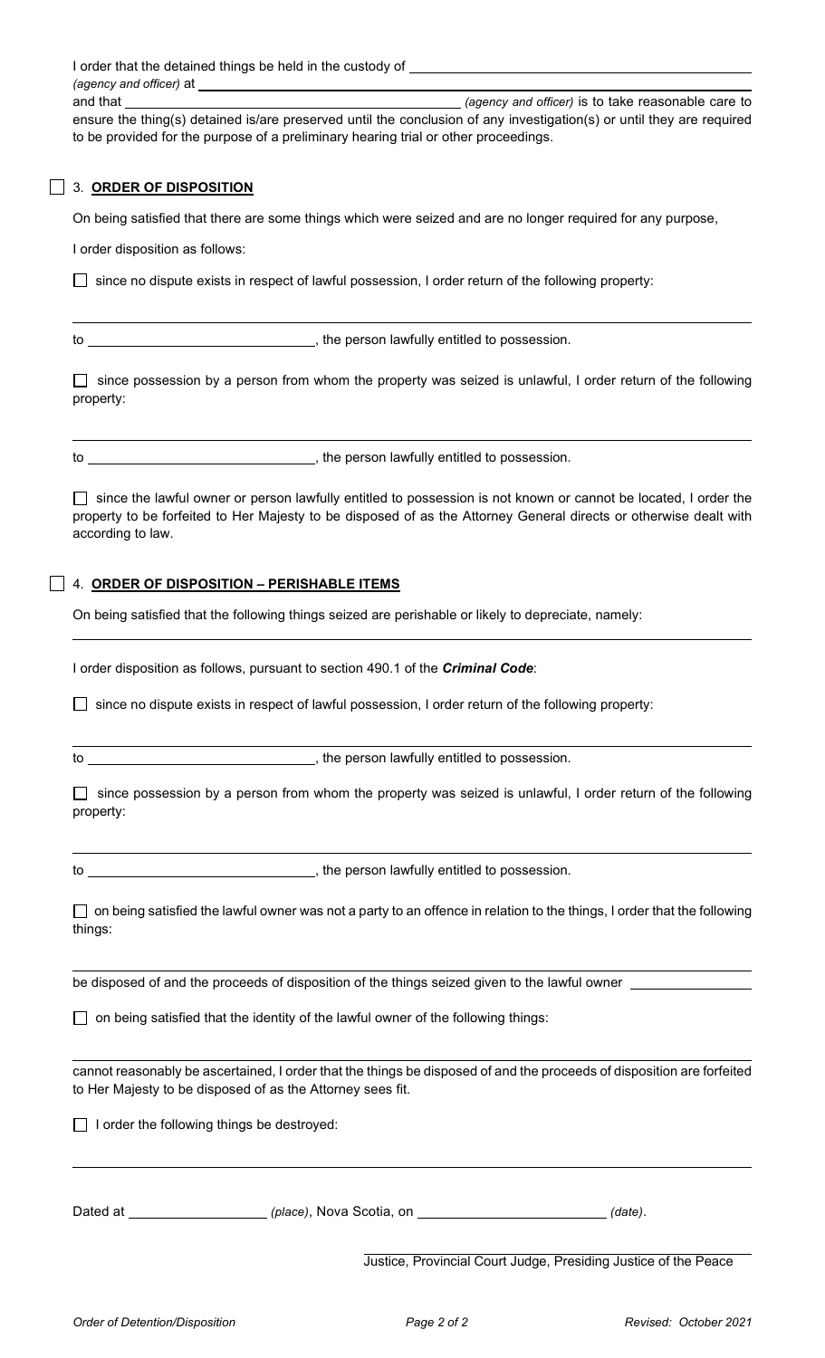I order that the detained things be held in the custody of ______________________________
*(agency and officer)* at ______________________________
and that ______________________________ *(agency and officer)* is to take reasonable care to ensure the thing(s) detained is/are preserved until the conclusion of any investigation(s) or until they are required to be provided for the purpose of a preliminary hearing trial or other proceedings.

☐ 3. **ORDER OF DISPOSITION**

On being satisfied that there are some things which were seized and are no longer required for any purpose,

I order disposition as follows:

☐ since no dispute exists in respect of lawful possession, I order return of the following property:

______________________________

to ______________________________, the person lawfully entitled to possession.

☐ since possession by a person from whom the property was seized is unlawful, I order return of the following property:

______________________________

to ______________________________, the person lawfully entitled to possession.

☐ since the lawful owner or person lawfully entitled to possession is not known or cannot be located, I order the property to be forfeited to Her Majesty to be disposed of as the Attorney General directs or otherwise dealt with according to law.

☐ 4. **ORDER OF DISPOSITION – PERISHABLE ITEMS**

On being satisfied that the following things seized are perishable or likely to depreciate, namely:

______________________________

I order disposition as follows, pursuant to section 490.1 of the ***Criminal Code***:

☐ since no dispute exists in respect of lawful possession, I order return of the following property:

______________________________

to ______________________________, the person lawfully entitled to possession.

☐ since possession by a person from whom the property was seized is unlawful, I order return of the following property:

______________________________

to ______________________________, the person lawfully entitled to possession.

☐ on being satisfied the lawful owner was not a party to an offence in relation to the things, I order that the following things:

______________________________

be disposed of and the proceeds of disposition of the things seized given to the lawful owner ______________

☐ on being satisfied that the identity of the lawful owner of the following things:

______________________________

cannot reasonably be ascertained, I order that the things be disposed of and the proceeds of disposition are forfeited to Her Majesty to be disposed of as the Attorney sees fit.

☐ I order the following things be destroyed:

______________________________

Dated at ______________ *(place)*, Nova Scotia, on ______________________ *(date)*.

______________________________
Justice, Provincial Court Judge, Presiding Justice of the Peace

*Order of Detention/Disposition* *Revised: October 2021*